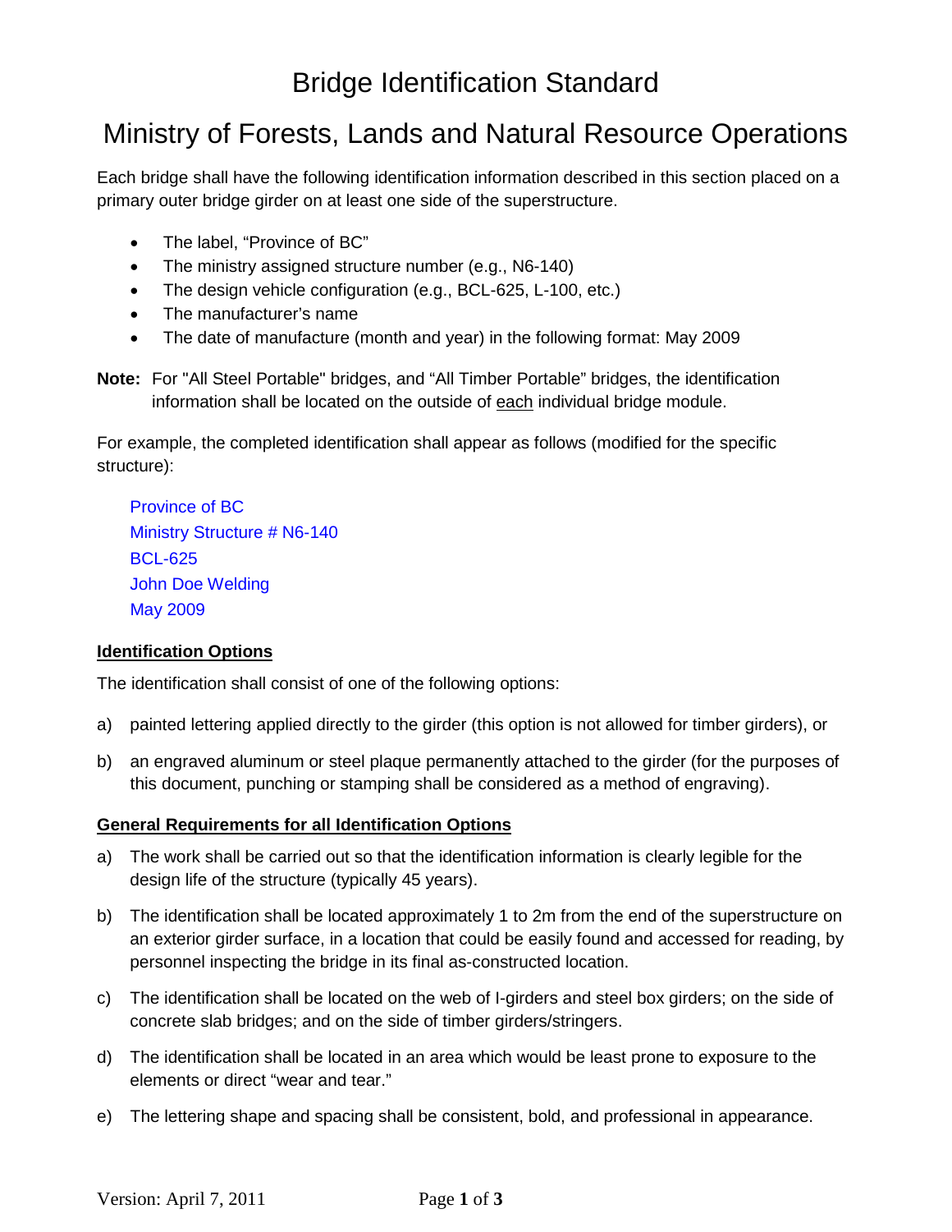# Bridge Identification Standard

# Ministry of Forests, Lands and Natural Resource Operations

Each bridge shall have the following identification information described in this section placed on a primary outer bridge girder on at least one side of the superstructure.

- The label, "Province of BC"
- The ministry assigned structure number (e.g., N6-140)
- The design vehicle configuration (e.g., BCL-625, L-100, etc.)
- The manufacturer's name
- The date of manufacture (month and year) in the following format: May 2009

**Note:** For "All Steel Portable" bridges, and "All Timber Portable" bridges, the identification information shall be located on the outside of each individual bridge module.

For example, the completed identification shall appear as follows (modified for the specific structure):

> Province of BC
> Ministry Structure # N6-140
> BCL-625
> John Doe Welding
> May 2009

**Identification Options**

The identification shall consist of one of the following options:

a) painted lettering applied directly to the girder (this option is not allowed for timber girders), or

b) an engraved aluminum or steel plaque permanently attached to the girder (for the purposes of this document, punching or stamping shall be considered as a method of engraving).

**General Requirements for all Identification Options**

a) The work shall be carried out so that the identification information is clearly legible for the design life of the structure (typically 45 years).

b) The identification shall be located approximately 1 to 2m from the end of the superstructure on an exterior girder surface, in a location that could be easily found and accessed for reading, by personnel inspecting the bridge in its final as-constructed location.

c) The identification shall be located on the web of I-girders and steel box girders; on the side of concrete slab bridges; and on the side of timber girders/stringers.

d) The identification shall be located in an area which would be least prone to exposure to the elements or direct "wear and tear."

e) The lettering shape and spacing shall be consistent, bold, and professional in appearance.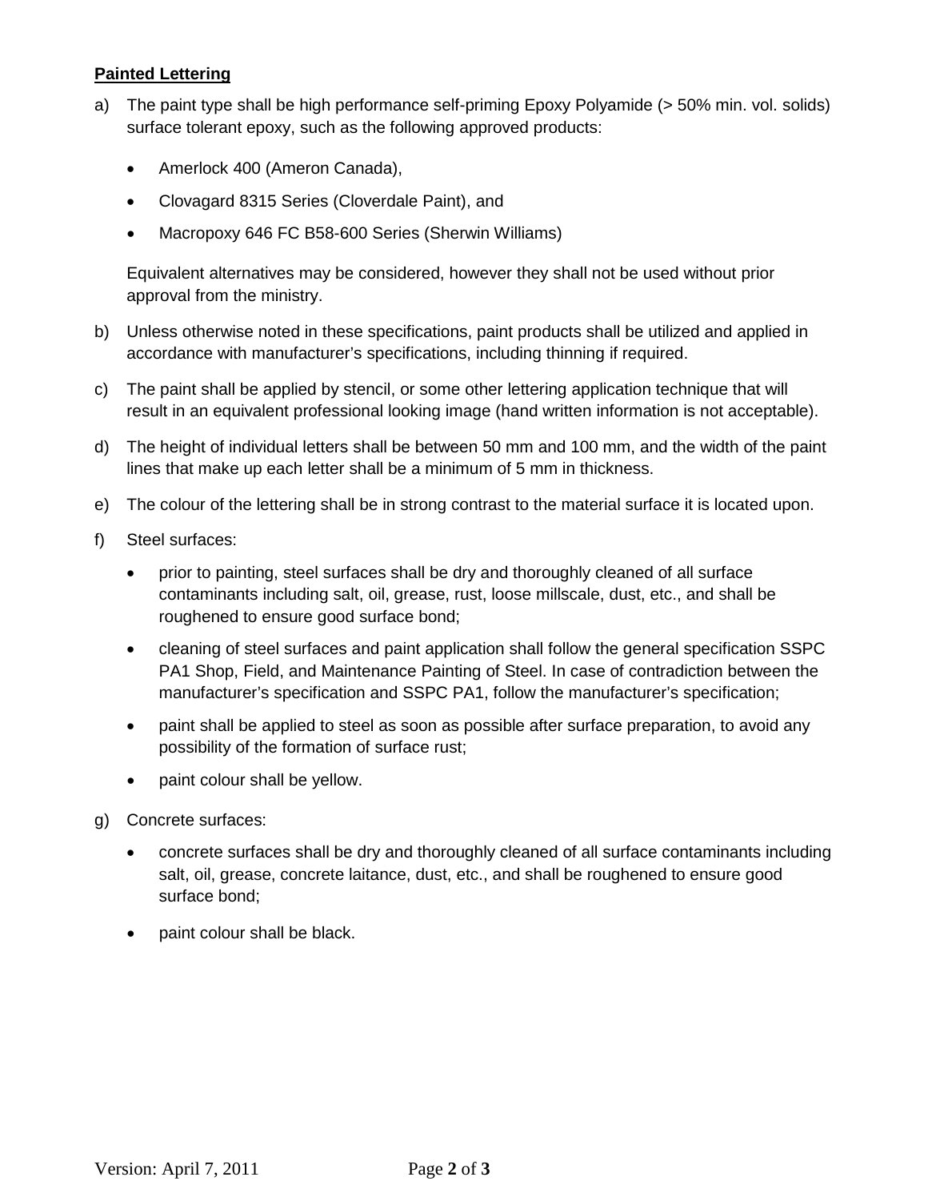**Painted Lettering**

a) The paint type shall be high performance self-priming Epoxy Polyamide (> 50% min. vol. solids) surface tolerant epoxy, such as the following approved products:

- Amerlock 400 (Ameron Canada),
- Clovagard 8315 Series (Cloverdale Paint), and
- Macropoxy 646 FC B58-600 Series (Sherwin Williams)

Equivalent alternatives may be considered, however they shall not be used without prior approval from the ministry.

b) Unless otherwise noted in these specifications, paint products shall be utilized and applied in accordance with manufacturer's specifications, including thinning if required.

c) The paint shall be applied by stencil, or some other lettering application technique that will result in an equivalent professional looking image (hand written information is not acceptable).

d) The height of individual letters shall be between 50 mm and 100 mm, and the width of the paint lines that make up each letter shall be a minimum of 5 mm in thickness.

e) The colour of the lettering shall be in strong contrast to the material surface it is located upon.

f) Steel surfaces:

- prior to painting, steel surfaces shall be dry and thoroughly cleaned of all surface contaminants including salt, oil, grease, rust, loose millscale, dust, etc., and shall be roughened to ensure good surface bond;
- cleaning of steel surfaces and paint application shall follow the general specification SSPC PA1 Shop, Field, and Maintenance Painting of Steel. In case of contradiction between the manufacturer's specification and SSPC PA1, follow the manufacturer's specification;
- paint shall be applied to steel as soon as possible after surface preparation, to avoid any possibility of the formation of surface rust;
- paint colour shall be yellow.

g) Concrete surfaces:

- concrete surfaces shall be dry and thoroughly cleaned of all surface contaminants including salt, oil, grease, concrete laitance, dust, etc., and shall be roughened to ensure good surface bond;
- paint colour shall be black.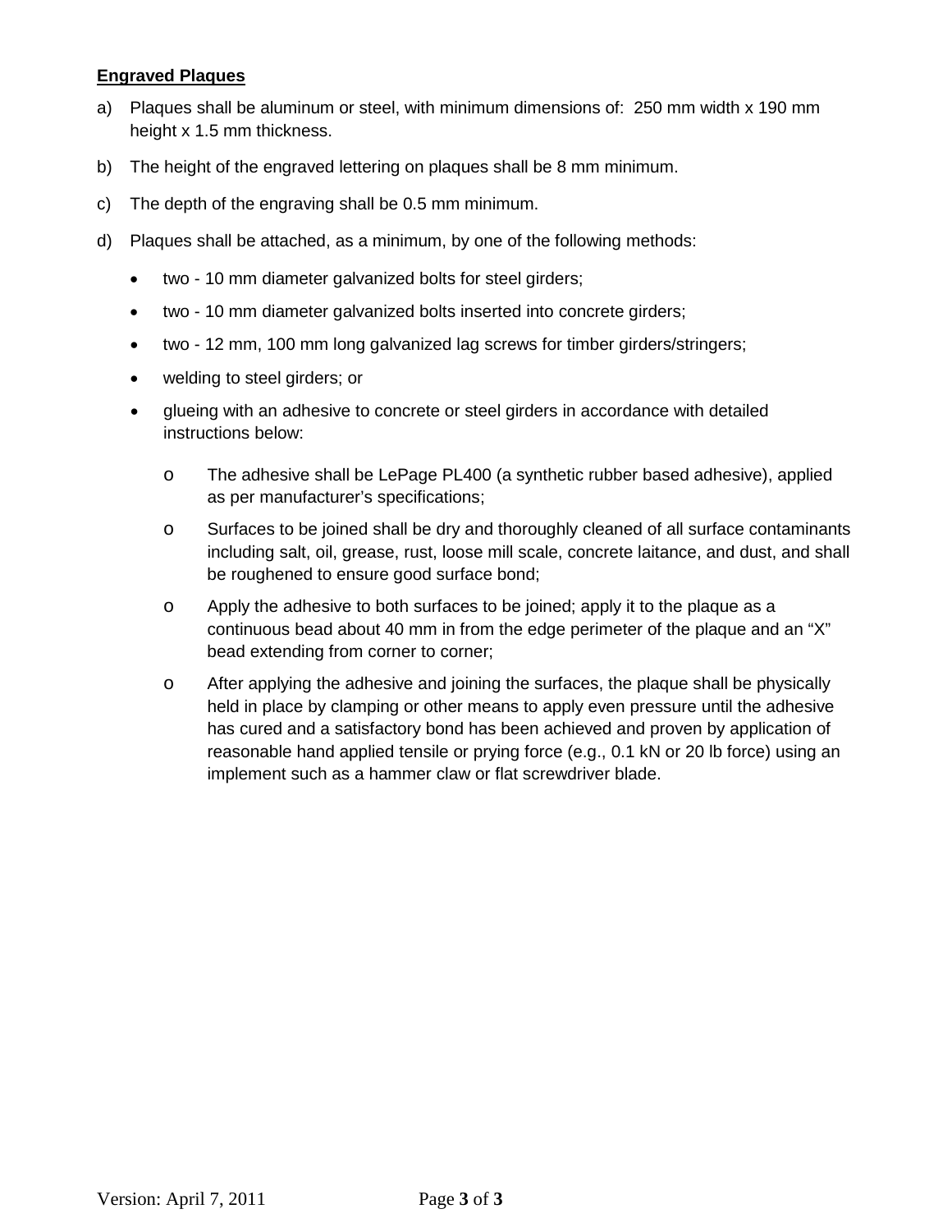**Engraved Plaques**

a) Plaques shall be aluminum or steel, with minimum dimensions of: 250 mm width x 190 mm height x 1.5 mm thickness.

b) The height of the engraved lettering on plaques shall be 8 mm minimum.

c) The depth of the engraving shall be 0.5 mm minimum.

d) Plaques shall be attached, as a minimum, by one of the following methods:

- two - 10 mm diameter galvanized bolts for steel girders;
- two - 10 mm diameter galvanized bolts inserted into concrete girders;
- two - 12 mm, 100 mm long galvanized lag screws for timber girders/stringers;
- welding to steel girders; or
- glueing with an adhesive to concrete or steel girders in accordance with detailed instructions below:
  - The adhesive shall be LePage PL400 (a synthetic rubber based adhesive), applied as per manufacturer's specifications;
  - Surfaces to be joined shall be dry and thoroughly cleaned of all surface contaminants including salt, oil, grease, rust, loose mill scale, concrete laitance, and dust, and shall be roughened to ensure good surface bond;
  - Apply the adhesive to both surfaces to be joined; apply it to the plaque as a continuous bead about 40 mm in from the edge perimeter of the plaque and an "X" bead extending from corner to corner;
  - After applying the adhesive and joining the surfaces, the plaque shall be physically held in place by clamping or other means to apply even pressure until the adhesive has cured and a satisfactory bond has been achieved and proven by application of reasonable hand applied tensile or prying force (e.g., 0.1 kN or 20 lb force) using an implement such as a hammer claw or flat screwdriver blade.

Version: April 7, 2011